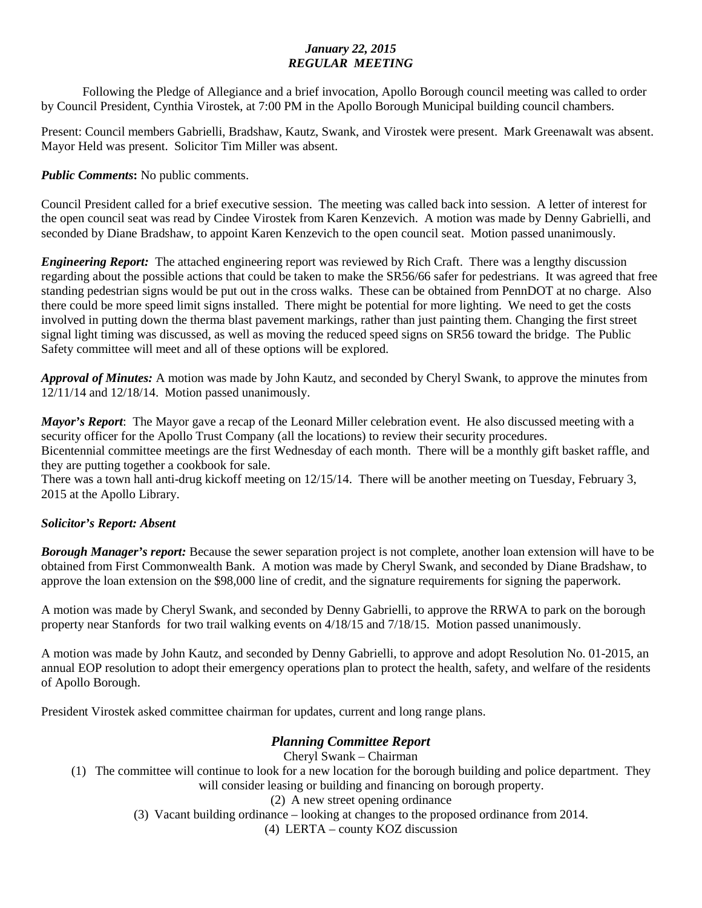***January 22, 2015***
***REGULAR MEETING***

Following the Pledge of Allegiance and a brief invocation, Apollo Borough council meeting was called to order by Council President, Cynthia Virostek, at 7:00 PM in the Apollo Borough Municipal building council chambers.

Present: Council members Gabrielli, Bradshaw, Kautz, Swank, and Virostek were present. Mark Greenawalt was absent. Mayor Held was present. Solicitor Tim Miller was absent.

***Public Comments*:** No public comments.

Council President called for a brief executive session. The meeting was called back into session. A letter of interest for the open council seat was read by Cindee Virostek from Karen Kenzevich. A motion was made by Denny Gabrielli, and seconded by Diane Bradshaw, to appoint Karen Kenzevich to the open council seat. Motion passed unanimously.

***Engineering Report:*** The attached engineering report was reviewed by Rich Craft. There was a lengthy discussion regarding about the possible actions that could be taken to make the SR56/66 safer for pedestrians. It was agreed that free standing pedestrian signs would be put out in the cross walks. These can be obtained from PennDOT at no charge. Also there could be more speed limit signs installed. There might be potential for more lighting. We need to get the costs involved in putting down the therma blast pavement markings, rather than just painting them. Changing the first street signal light timing was discussed, as well as moving the reduced speed signs on SR56 toward the bridge. The Public Safety committee will meet and all of these options will be explored.

***Approval of Minutes:*** A motion was made by John Kautz, and seconded by Cheryl Swank, to approve the minutes from 12/11/14 and 12/18/14. Motion passed unanimously.

***Mayor's Report***: The Mayor gave a recap of the Leonard Miller celebration event. He also discussed meeting with a security officer for the Apollo Trust Company (all the locations) to review their security procedures.
Bicentennial committee meetings are the first Wednesday of each month. There will be a monthly gift basket raffle, and they are putting together a cookbook for sale.
There was a town hall anti-drug kickoff meeting on 12/15/14. There will be another meeting on Tuesday, February 3, 2015 at the Apollo Library.

***Solicitor's Report: Absent***

***Borough Manager's report:*** Because the sewer separation project is not complete, another loan extension will have to be obtained from First Commonwealth Bank. A motion was made by Cheryl Swank, and seconded by Diane Bradshaw, to approve the loan extension on the $98,000 line of credit, and the signature requirements for signing the paperwork.

A motion was made by Cheryl Swank, and seconded by Denny Gabrielli, to approve the RRWA to park on the borough property near Stanfords for two trail walking events on 4/18/15 and 7/18/15. Motion passed unanimously.

A motion was made by John Kautz, and seconded by Denny Gabrielli, to approve and adopt Resolution No. 01-2015, an annual EOP resolution to adopt their emergency operations plan to protect the health, safety, and welfare of the residents of Apollo Borough.

President Virostek asked committee chairman for updates, current and long range plans.

## *Planning Committee Report*

Cheryl Swank – Chairman

(1) The committee will continue to look for a new location for the borough building and police department. They will consider leasing or building and financing on borough property.
(2) A new street opening ordinance
(3) Vacant building ordinance – looking at changes to the proposed ordinance from 2014.
(4) LERTA – county KOZ discussion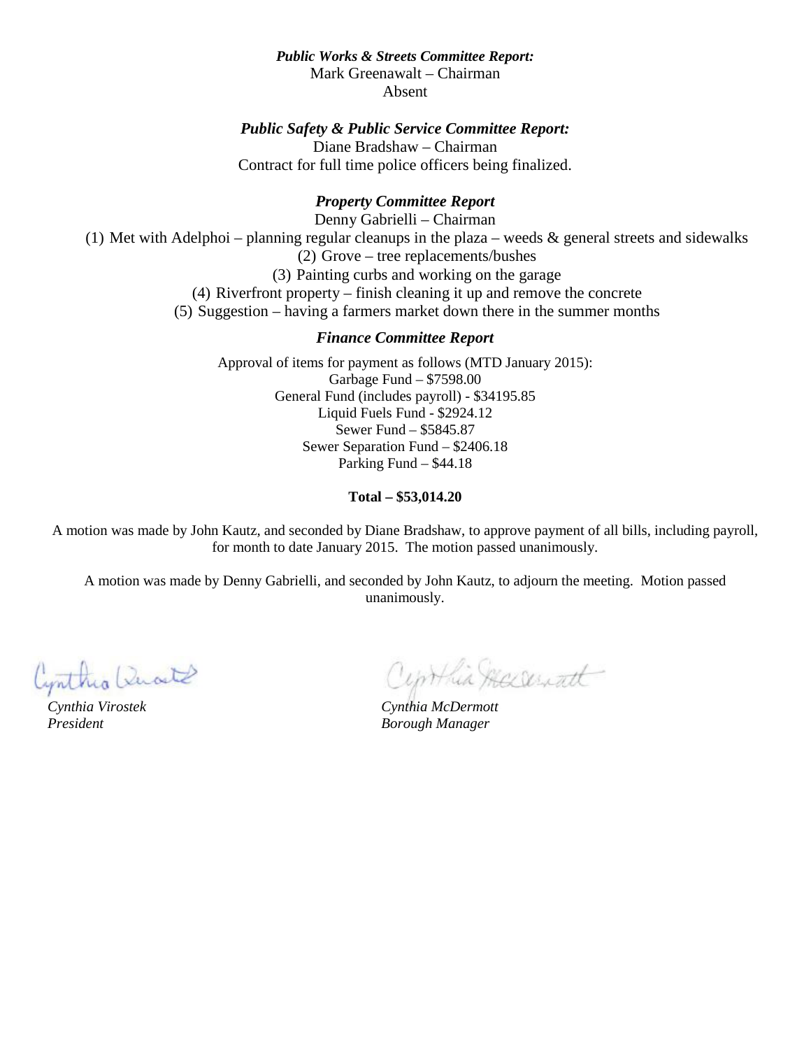***Public Works & Streets Committee Report:***

Mark Greenawalt – Chairman

Absent

***Public Safety & Public Service Committee Report:***

Diane Bradshaw – Chairman

Contract for full time police officers being finalized.

***Property Committee Report***

Denny Gabrielli – Chairman

(1) Met with Adelphoi – planning regular cleanups in the plaza – weeds & general streets and sidewalks

(2) Grove – tree replacements/bushes

(3) Painting curbs and working on the garage

(4) Riverfront property – finish cleaning it up and remove the concrete

(5) Suggestion – having a farmers market down there in the summer months

***Finance Committee Report***

Approval of items for payment as follows (MTD January 2015):

Garbage Fund – $7598.00

General Fund (includes payroll) - $34195.85

Liquid Fuels Fund - $2924.12

Sewer Fund – $5845.87

Sewer Separation Fund – $2406.18

Parking Fund – $44.18

**Total – $53,014.20**

A motion was made by John Kautz, and seconded by Diane Bradshaw, to approve payment of all bills, including payroll, for month to date January 2015. The motion passed unanimously.

A motion was made by Denny Gabrielli, and seconded by John Kautz, to adjourn the meeting. Motion passed unanimously.

*Cynthia Virostek*
*President*

*Cynthia McDermott*
*Borough Manager*